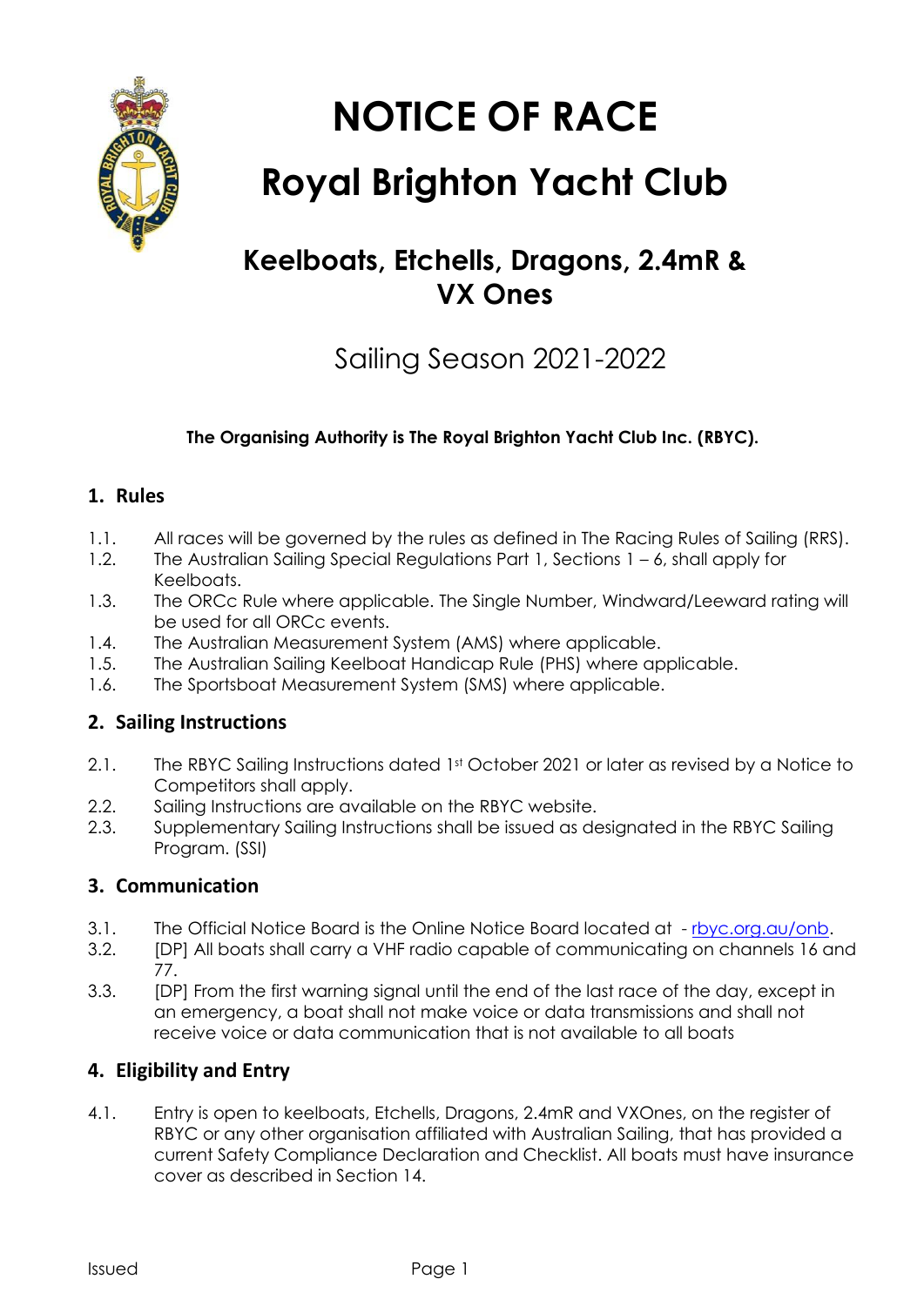# NOTICE OF RACE

# Royal Brighton Yacht Club

## Keelboats, Etchells, Dragons, 2.4mR & VX Ones

Sailing Season 2021-2022

**The Organising Authority is The Royal Brighton Yacht Club Inc. (RBYC).**

## 1. Rules

1.1. All races will be governed by the rules as defined in The Racing Rules of Sailing (RRS).

1.2. The Australian Sailing Special Regulations Part 1, Sections 1 – 6, shall apply for Keelboats.

1.3. The ORCc Rule where applicable. The Single Number, Windward/Leeward rating will be used for all ORCc events.

1.4. The Australian Measurement System (AMS) where applicable.

1.5. The Australian Sailing Keelboat Handicap Rule (PHS) where applicable.

1.6. The Sportsboat Measurement System (SMS) where applicable.

## 2. Sailing Instructions

2.1. The RBYC Sailing Instructions dated 1st October 2021 or later as revised by a Notice to Competitors shall apply.

2.2. Sailing Instructions are available on the RBYC website.

2.3. Supplementary Sailing Instructions shall be issued as designated in the RBYC Sailing Program. (SSI)

## 3. Communication

3.1. The Official Notice Board is the Online Notice Board located at - rbyc.org.au/onb.

3.2. [DP] All boats shall carry a VHF radio capable of communicating on channels 16 and 77.

3.3. [DP] From the first warning signal until the end of the last race of the day, except in an emergency, a boat shall not make voice or data transmissions and shall not receive voice or data communication that is not available to all boats

## 4. Eligibility and Entry

4.1. Entry is open to keelboats, Etchells, Dragons, 2.4mR and VXOnes, on the register of RBYC or any other organisation affiliated with Australian Sailing, that has provided a current Safety Compliance Declaration and Checklist. All boats must have insurance cover as described in Section 14.

Issued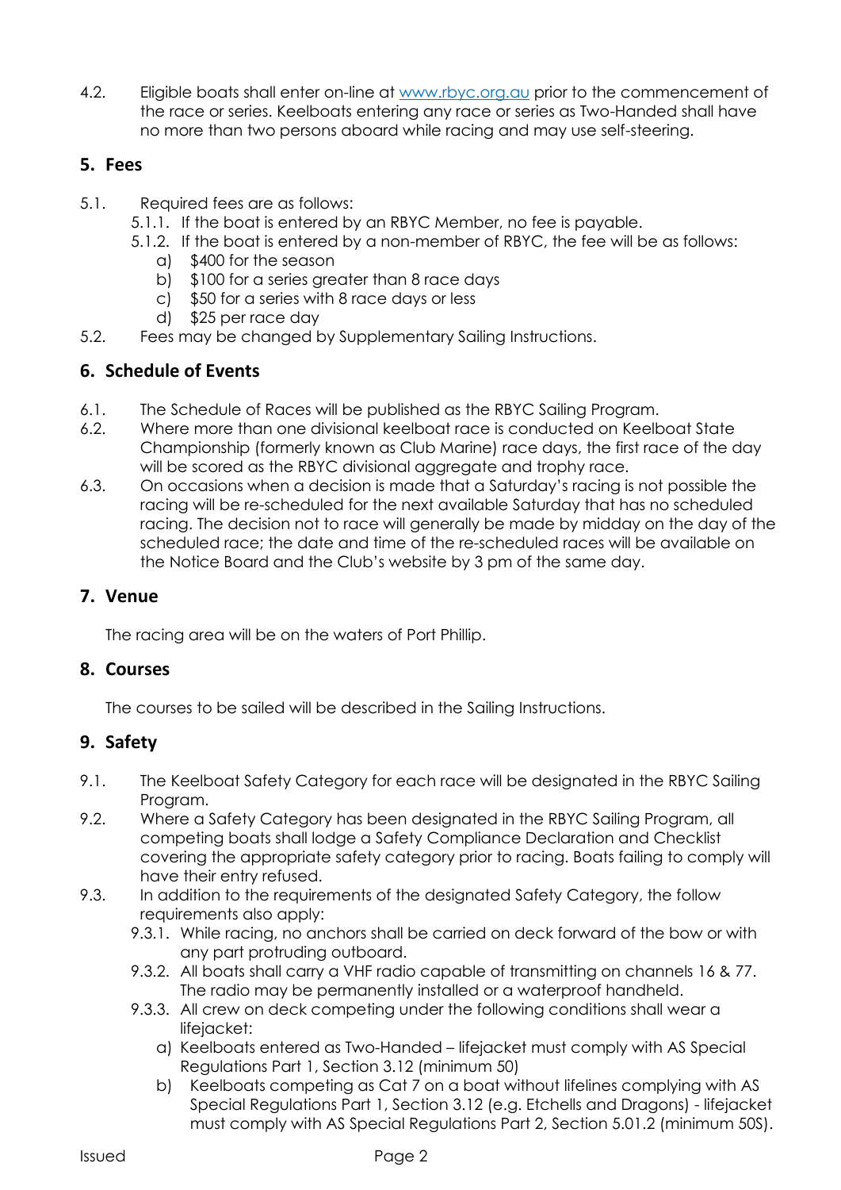4.2. Eligible boats shall enter on-line at [www.rbyc.org.au](http://www.rbyc.org.au) prior to the commencement of the race or series. Keelboats entering any race or series as Two-Handed shall have no more than two persons aboard while racing and may use self-steering.

## 5. Fees

5.1. Required fees are as follows:

- 5.1.1. If the boat is entered by an RBYC Member, no fee is payable.
- 5.1.2. If the boat is entered by a non-member of RBYC, the fee will be as follows:
  - a) $400 for the season
  - b) $100 for a series greater than 8 race days
  - c) $50 for a series with 8 race days or less
  - d) $25 per race day

5.2. Fees may be changed by Supplementary Sailing Instructions.

## 6. Schedule of Events

6.1. The Schedule of Races will be published as the RBYC Sailing Program.

6.2. Where more than one divisional keelboat race is conducted on Keelboat State Championship (formerly known as Club Marine) race days, the first race of the day will be scored as the RBYC divisional aggregate and trophy race.

6.3. On occasions when a decision is made that a Saturday's racing is not possible the racing will be re-scheduled for the next available Saturday that has no scheduled racing. The decision not to race will generally be made by midday on the day of the scheduled race; the date and time of the re-scheduled races will be available on the Notice Board and the Club's website by 3 pm of the same day.

## 7. Venue

The racing area will be on the waters of Port Phillip.

## 8. Courses

The courses to be sailed will be described in the Sailing Instructions.

## 9. Safety

9.1. The Keelboat Safety Category for each race will be designated in the RBYC Sailing Program.

9.2. Where a Safety Category has been designated in the RBYC Sailing Program, all competing boats shall lodge a Safety Compliance Declaration and Checklist covering the appropriate safety category prior to racing. Boats failing to comply will have their entry refused.

9.3. In addition to the requirements of the designated Safety Category, the follow requirements also apply:

- 9.3.1. While racing, no anchors shall be carried on deck forward of the bow or with any part protruding outboard.
- 9.3.2. All boats shall carry a VHF radio capable of transmitting on channels 16 & 77. The radio may be permanently installed or a waterproof handheld.
- 9.3.3. All crew on deck competing under the following conditions shall wear a lifejacket:
  - a) Keelboats entered as Two-Handed – lifejacket must comply with AS Special Regulations Part 1, Section 3.12 (minimum 50)
  - b) Keelboats competing as Cat 7 on a boat without lifelines complying with AS Special Regulations Part 1, Section 3.12 (e.g. Etchells and Dragons) - lifejacket must comply with AS Special Regulations Part 2, Section 5.01.2 (minimum 50S).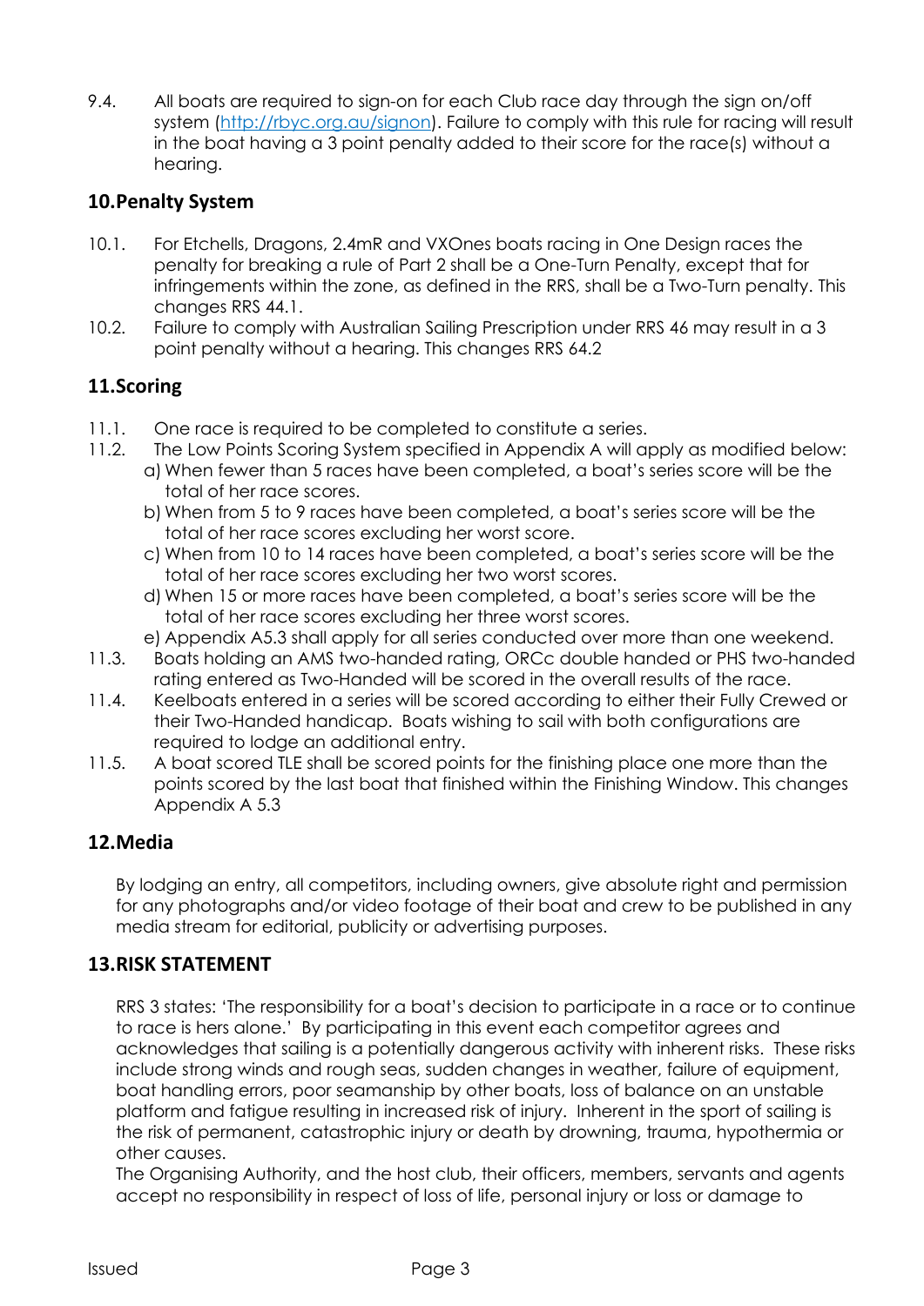9.4. All boats are required to sign-on for each Club race day through the sign on/off system (http://rbyc.org.au/signon). Failure to comply with this rule for racing will result in the boat having a 3 point penalty added to their score for the race(s) without a hearing.

## 10. Penalty System

10.1. For Etchells, Dragons, 2.4mR and VXOnes boats racing in One Design races the penalty for breaking a rule of Part 2 shall be a One-Turn Penalty, except that for infringements within the zone, as defined in the RRS, shall be a Two-Turn penalty. This changes RRS 44.1.

10.2. Failure to comply with Australian Sailing Prescription under RRS 46 may result in a 3 point penalty without a hearing. This changes RRS 64.2

## 11. Scoring

11.1. One race is required to be completed to constitute a series.

11.2. The Low Points Scoring System specified in Appendix A will apply as modified below:

a) When fewer than 5 races have been completed, a boat's series score will be the total of her race scores.

b) When from 5 to 9 races have been completed, a boat's series score will be the total of her race scores excluding her worst score.

c) When from 10 to 14 races have been completed, a boat's series score will be the total of her race scores excluding her two worst scores.

d) When 15 or more races have been completed, a boat's series score will be the total of her race scores excluding her three worst scores.

e) Appendix A5.3 shall apply for all series conducted over more than one weekend.

11.3. Boats holding an AMS two-handed rating, ORCc double handed or PHS two-handed rating entered as Two-Handed will be scored in the overall results of the race.

11.4. Keelboats entered in a series will be scored according to either their Fully Crewed or their Two-Handed handicap. Boats wishing to sail with both configurations are required to lodge an additional entry.

11.5. A boat scored TLE shall be scored points for the finishing place one more than the points scored by the last boat that finished within the Finishing Window. This changes Appendix A 5.3

## 12. Media

By lodging an entry, all competitors, including owners, give absolute right and permission for any photographs and/or video footage of their boat and crew to be published in any media stream for editorial, publicity or advertising purposes.

## 13. RISK STATEMENT

RRS 3 states: 'The responsibility for a boat's decision to participate in a race or to continue to race is hers alone.' By participating in this event each competitor agrees and acknowledges that sailing is a potentially dangerous activity with inherent risks. These risks include strong winds and rough seas, sudden changes in weather, failure of equipment, boat handling errors, poor seamanship by other boats, loss of balance on an unstable platform and fatigue resulting in increased risk of injury. Inherent in the sport of sailing is the risk of permanent, catastrophic injury or death by drowning, trauma, hypothermia or other causes.

The Organising Authority, and the host club, their officers, members, servants and agents accept no responsibility in respect of loss of life, personal injury or loss or damage to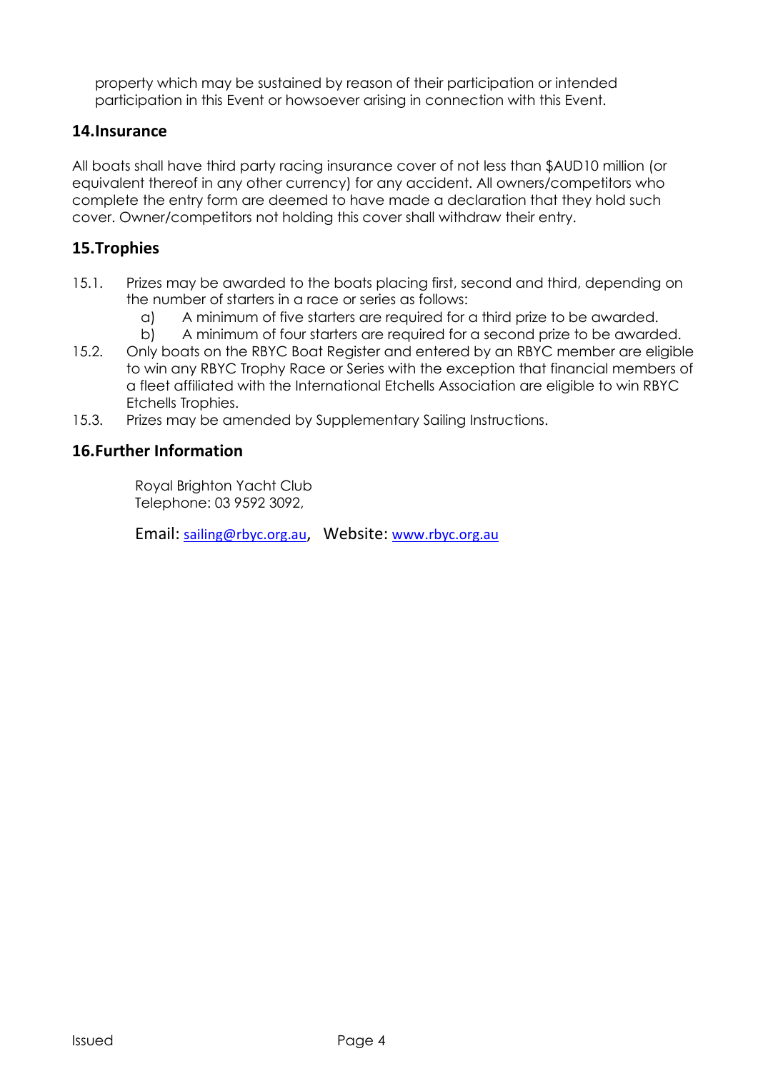property which may be sustained by reason of their participation or intended participation in this Event or howsoever arising in connection with this Event.

## 14.Insurance

All boats shall have third party racing insurance cover of not less than $AUD10 million (or equivalent thereof in any other currency) for any accident. All owners/competitors who complete the entry form are deemed to have made a declaration that they hold such cover. Owner/competitors not holding this cover shall withdraw their entry.

## 15.Trophies

15.1. Prizes may be awarded to the boats placing first, second and third, depending on the number of starters in a race or series as follows:
   a) A minimum of five starters are required for a third prize to be awarded.
   b) A minimum of four starters are required for a second prize to be awarded.

15.2. Only boats on the RBYC Boat Register and entered by an RBYC member are eligible to win any RBYC Trophy Race or Series with the exception that financial members of a fleet affiliated with the International Etchells Association are eligible to win RBYC Etchells Trophies.

15.3. Prizes may be amended by Supplementary Sailing Instructions.

## 16.Further Information

Royal Brighton Yacht Club
Telephone: 03 9592 3092,

Email: sailing@rbyc.org.au, Website: www.rbyc.org.au

Issued